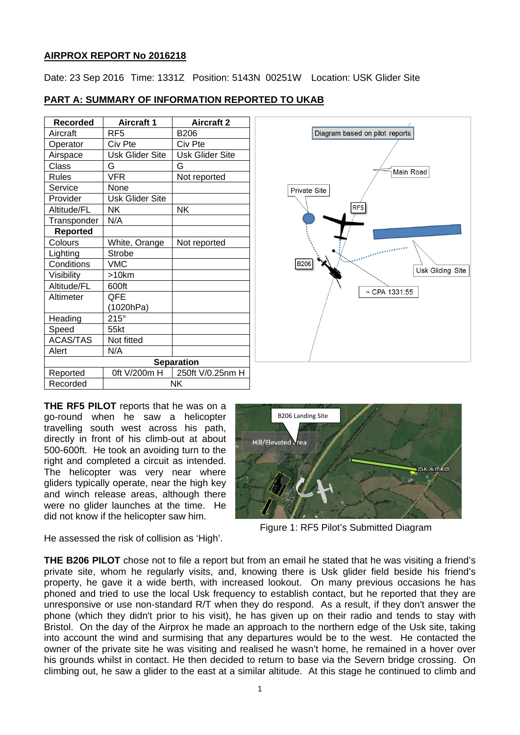**AIRPROX REPORT No 2016218**

Date: 23 Sep 2016 Time: 1331Z Position: 5143N 00251W Location: USK Glider Site

**PART A: SUMMARY OF INFORMATION REPORTED TO UKAB**

| Recorded | Aircraft 1 | Aircraft 2 |
|---|---|---|
| Aircraft | RF5 | B206 |
| Operator | Civ Pte | Civ Pte |
| Airspace | Usk Glider Site | Usk Glider Site |
| Class | G | G |
| Rules | VFR | Not reported |
| Service | None | |
| Provider | Usk Glider Site | |
| Altitude/FL | NK | NK |
| Transponder | N/A | |
| **Reported** | | |
| Colours | White, Orange | Not reported |
| Lighting | Strobe | |
| Conditions | VMC | |
| Visibility | >10km | |
| Altitude/FL | 600ft | |
| Altimeter | QFE (1020hPa) | |
| Heading | 215° | |
| Speed | 55kt | |
| ACAS/TAS | Not fitted | |
| Alert | N/A | |
| **Separation** | | |
| Reported | 0ft V/200m H | 250ft V/0.25nm H |
| Recorded | NK | |

Diagram based on pilot reports

**THE RF5 PILOT** reports that he was on a go-round when he saw a helicopter travelling south west across his path, directly in front of his climb-out at about 500-600ft. He took an avoiding turn to the right and completed a circuit as intended. The helicopter was very near where gliders typically operate, near the high key and winch release areas, although there were no glider launches at the time. He did not know if the helicopter saw him.

He assessed the risk of collision as 'High'.

Figure 1: RF5 Pilot's Submitted Diagram

**THE B206 PILOT** chose not to file a report but from an email he stated that he was visiting a friend's private site, whom he regularly visits, and, knowing there is Usk glider field beside his friend's property, he gave it a wide berth, with increased lookout. On many previous occasions he has phoned and tried to use the local Usk frequency to establish contact, but he reported that they are unresponsive or use non-standard R/T when they do respond. As a result, if they don't answer the phone (which they didn't prior to his visit), he has given up on their radio and tends to stay with Bristol. On the day of the Airprox he made an approach to the northern edge of the Usk site, taking into account the wind and surmising that any departures would be to the west. He contacted the owner of the private site he was visiting and realised he wasn't home, he remained in a hover over his grounds whilst in contact. He then decided to return to base via the Severn bridge crossing. On climbing out, he saw a glider to the east at a similar altitude. At this stage he continued to climb and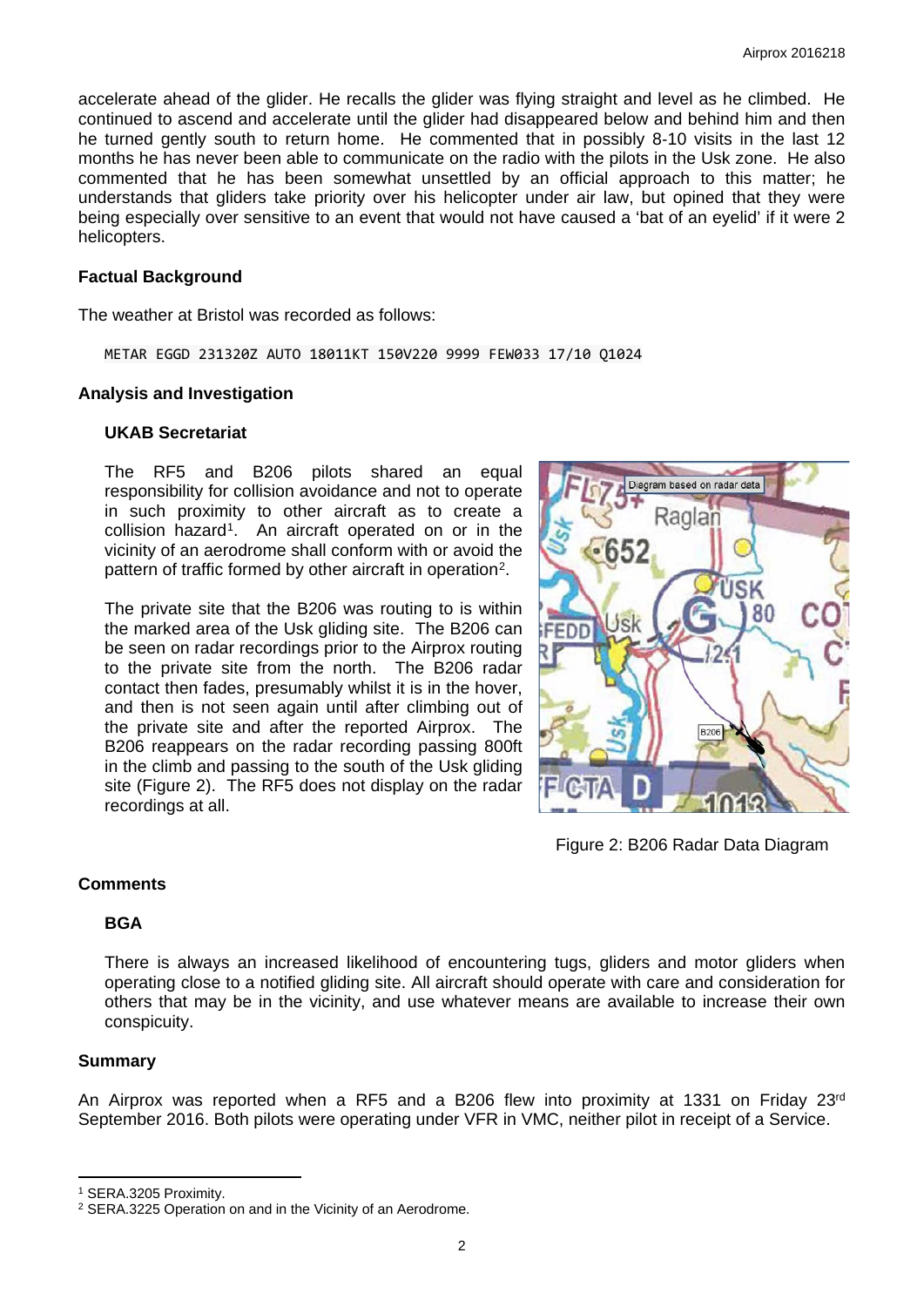accelerate ahead of the glider. He recalls the glider was flying straight and level as he climbed. He continued to ascend and accelerate until the glider had disappeared below and behind him and then he turned gently south to return home. He commented that in possibly 8-10 visits in the last 12 months he has never been able to communicate on the radio with the pilots in the Usk zone. He also commented that he has been somewhat unsettled by an official approach to this matter; he understands that gliders take priority over his helicopter under air law, but opined that they were being especially over sensitive to an event that would not have caused a 'bat of an eyelid' if it were 2 helicopters.

### Factual Background

The weather at Bristol was recorded as follows:

```
METAR EGGD 231320Z AUTO 18011KT 150V220 9999 FEW033 17/10 Q1024
```

### Analysis and Investigation

#### UKAB Secretariat

The RF5 and B206 pilots shared an equal responsibility for collision avoidance and not to operate in such proximity to other aircraft as to create a collision hazard[1]. An aircraft operated on or in the vicinity of an aerodrome shall conform with or avoid the pattern of traffic formed by other aircraft in operation[2].

The private site that the B206 was routing to is within the marked area of the Usk gliding site. The B206 can be seen on radar recordings prior to the Airprox routing to the private site from the north. The B206 radar contact then fades, presumably whilst it is in the hover, and then is not seen again until after climbing out of the private site and after the reported Airprox. The B206 reappears on the radar recording passing 800ft in the climb and passing to the south of the Usk gliding site (Figure 2). The RF5 does not display on the radar recordings at all.

Figure 2: B206 Radar Data Diagram

### Comments

#### BGA

There is always an increased likelihood of encountering tugs, gliders and motor gliders when operating close to a notified gliding site. All aircraft should operate with care and consideration for others that may be in the vicinity, and use whatever means are available to increase their own conspicuity.

### Summary

An Airprox was reported when a RF5 and a B206 flew into proximity at 1331 on Friday 23rd September 2016. Both pilots were operating under VFR in VMC, neither pilot in receipt of a Service.

---

[1] SERA.3205 Proximity.

[2] SERA.3225 Operation on and in the Vicinity of an Aerodrome.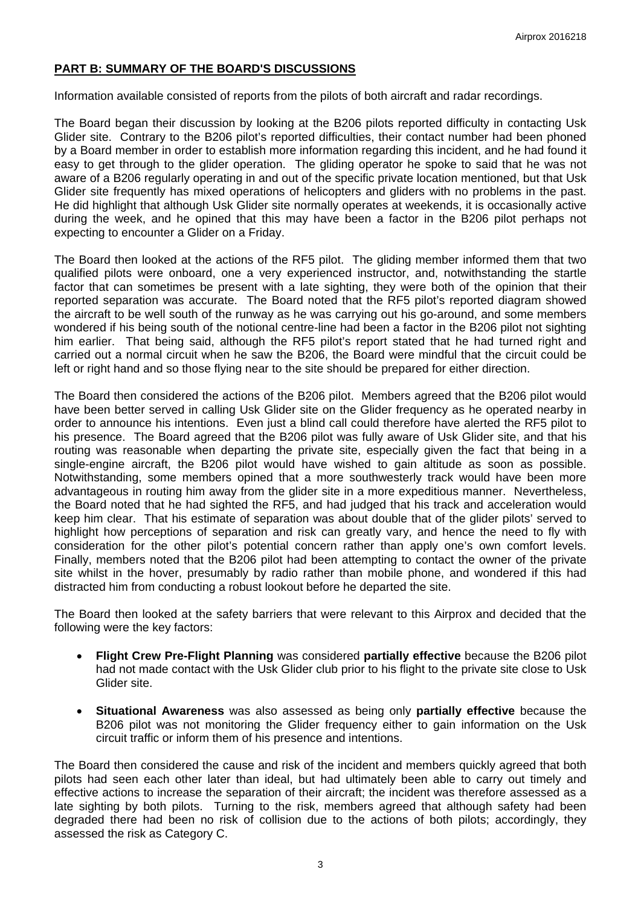## PART B: SUMMARY OF THE BOARD'S DISCUSSIONS

Information available consisted of reports from the pilots of both aircraft and radar recordings.

The Board began their discussion by looking at the B206 pilots reported difficulty in contacting Usk Glider site. Contrary to the B206 pilot's reported difficulties, their contact number had been phoned by a Board member in order to establish more information regarding this incident, and he had found it easy to get through to the glider operation. The gliding operator he spoke to said that he was not aware of a B206 regularly operating in and out of the specific private location mentioned, but that Usk Glider site frequently has mixed operations of helicopters and gliders with no problems in the past. He did highlight that although Usk Glider site normally operates at weekends, it is occasionally active during the week, and he opined that this may have been a factor in the B206 pilot perhaps not expecting to encounter a Glider on a Friday.

The Board then looked at the actions of the RF5 pilot. The gliding member informed them that two qualified pilots were onboard, one a very experienced instructor, and, notwithstanding the startle factor that can sometimes be present with a late sighting, they were both of the opinion that their reported separation was accurate. The Board noted that the RF5 pilot's reported diagram showed the aircraft to be well south of the runway as he was carrying out his go-around, and some members wondered if his being south of the notional centre-line had been a factor in the B206 pilot not sighting him earlier. That being said, although the RF5 pilot's report stated that he had turned right and carried out a normal circuit when he saw the B206, the Board were mindful that the circuit could be left or right hand and so those flying near to the site should be prepared for either direction.

The Board then considered the actions of the B206 pilot. Members agreed that the B206 pilot would have been better served in calling Usk Glider site on the Glider frequency as he operated nearby in order to announce his intentions. Even just a blind call could therefore have alerted the RF5 pilot to his presence. The Board agreed that the B206 pilot was fully aware of Usk Glider site, and that his routing was reasonable when departing the private site, especially given the fact that being in a single-engine aircraft, the B206 pilot would have wished to gain altitude as soon as possible. Notwithstanding, some members opined that a more southwesterly track would have been more advantageous in routing him away from the glider site in a more expeditious manner. Nevertheless, the Board noted that he had sighted the RF5, and had judged that his track and acceleration would keep him clear. That his estimate of separation was about double that of the glider pilots' served to highlight how perceptions of separation and risk can greatly vary, and hence the need to fly with consideration for the other pilot's potential concern rather than apply one's own comfort levels. Finally, members noted that the B206 pilot had been attempting to contact the owner of the private site whilst in the hover, presumably by radio rather than mobile phone, and wondered if this had distracted him from conducting a robust lookout before he departed the site.

The Board then looked at the safety barriers that were relevant to this Airprox and decided that the following were the key factors:

- **Flight Crew Pre-Flight Planning** was considered **partially effective** because the B206 pilot had not made contact with the Usk Glider club prior to his flight to the private site close to Usk Glider site.
- **Situational Awareness** was also assessed as being only **partially effective** because the B206 pilot was not monitoring the Glider frequency either to gain information on the Usk circuit traffic or inform them of his presence and intentions.

The Board then considered the cause and risk of the incident and members quickly agreed that both pilots had seen each other later than ideal, but had ultimately been able to carry out timely and effective actions to increase the separation of their aircraft; the incident was therefore assessed as a late sighting by both pilots. Turning to the risk, members agreed that although safety had been degraded there had been no risk of collision due to the actions of both pilots; accordingly, they assessed the risk as Category C.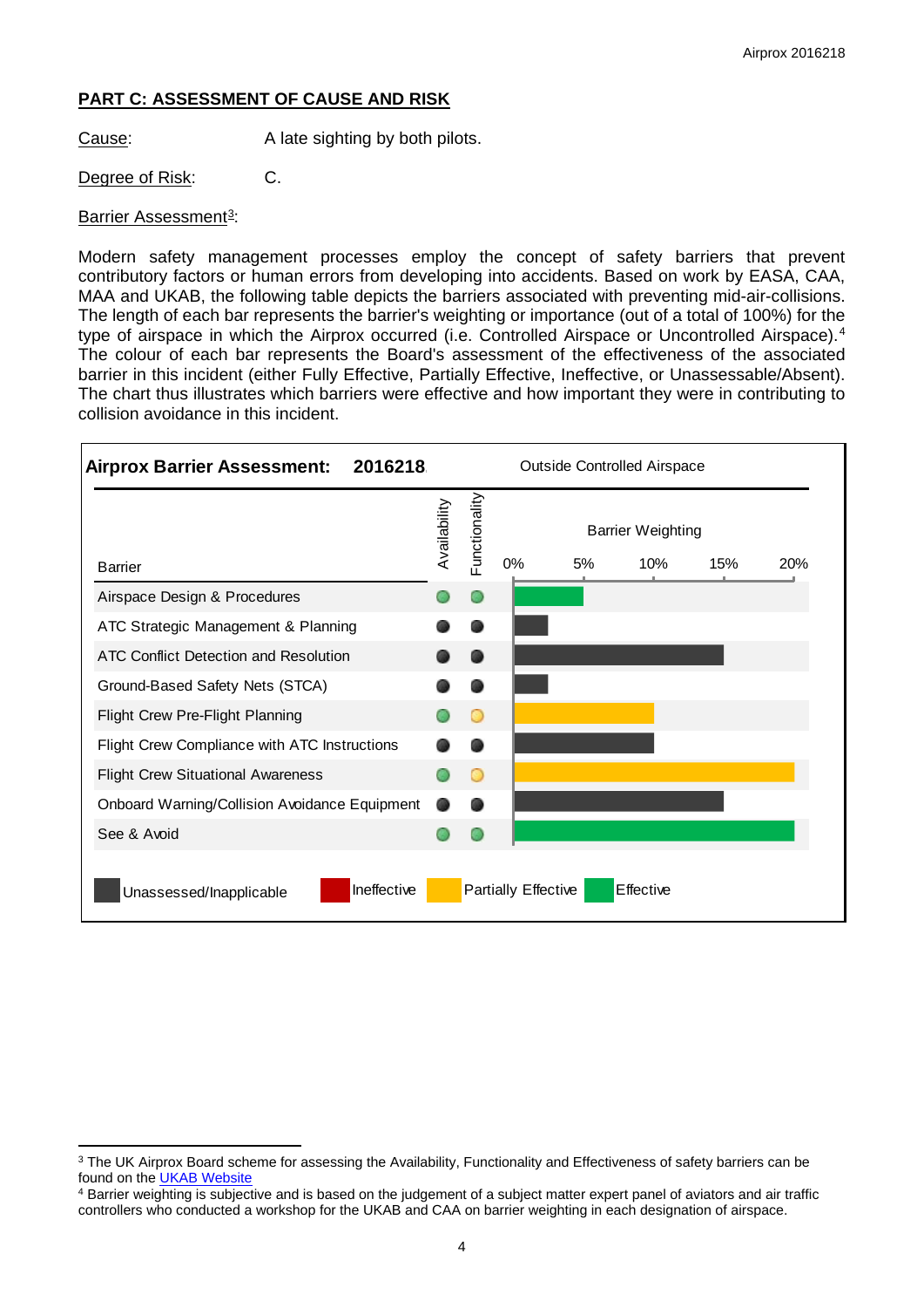**PART C: ASSESSMENT OF CAUSE AND RISK**

Cause: A late sighting by both pilots.

Degree of Risk: C.

Barrier Assessment[3]:

Modern safety management processes employ the concept of safety barriers that prevent contributory factors or human errors from developing into accidents. Based on work by EASA, CAA, MAA and UKAB, the following table depicts the barriers associated with preventing mid-air-collisions. The length of each bar represents the barrier's weighting or importance (out of a total of 100%) for the type of airspace in which the Airprox occurred (i.e. Controlled Airspace or Uncontrolled Airspace).[4] The colour of each bar represents the Board's assessment of the effectiveness of the associated barrier in this incident (either Fully Effective, Partially Effective, Ineffective, or Unassessable/Absent). The chart thus illustrates which barriers were effective and how important they were in contributing to collision avoidance in this incident.

Airprox Barrier Assessment: 2016218

Outside Controlled Airspace

Barrier

Availability

Functionality

Barrier Weighting

0%
5%
10%
15%
20%

Airspace Design & Procedures
ATC Strategic Management & Planning
ATC Conflict Detection and Resolution
Ground-Based Safety Nets (STCA)
Flight Crew Pre-Flight Planning
Flight Crew Compliance with ATC Instructions
Flight Crew Situational Awareness
Onboard Warning/Collision Avoidance Equipment
See & Avoid

Unassessed/Inapplicable
Ineffective
Partially Effective
Effective

[3] The UK Airprox Board scheme for assessing the Availability, Functionality and Effectiveness of safety barriers can be found on the UKAB Website

[4] Barrier weighting is subjective and is based on the judgement of a subject matter expert panel of aviators and air traffic controllers who conducted a workshop for the UKAB and CAA on barrier weighting in each designation of airspace.